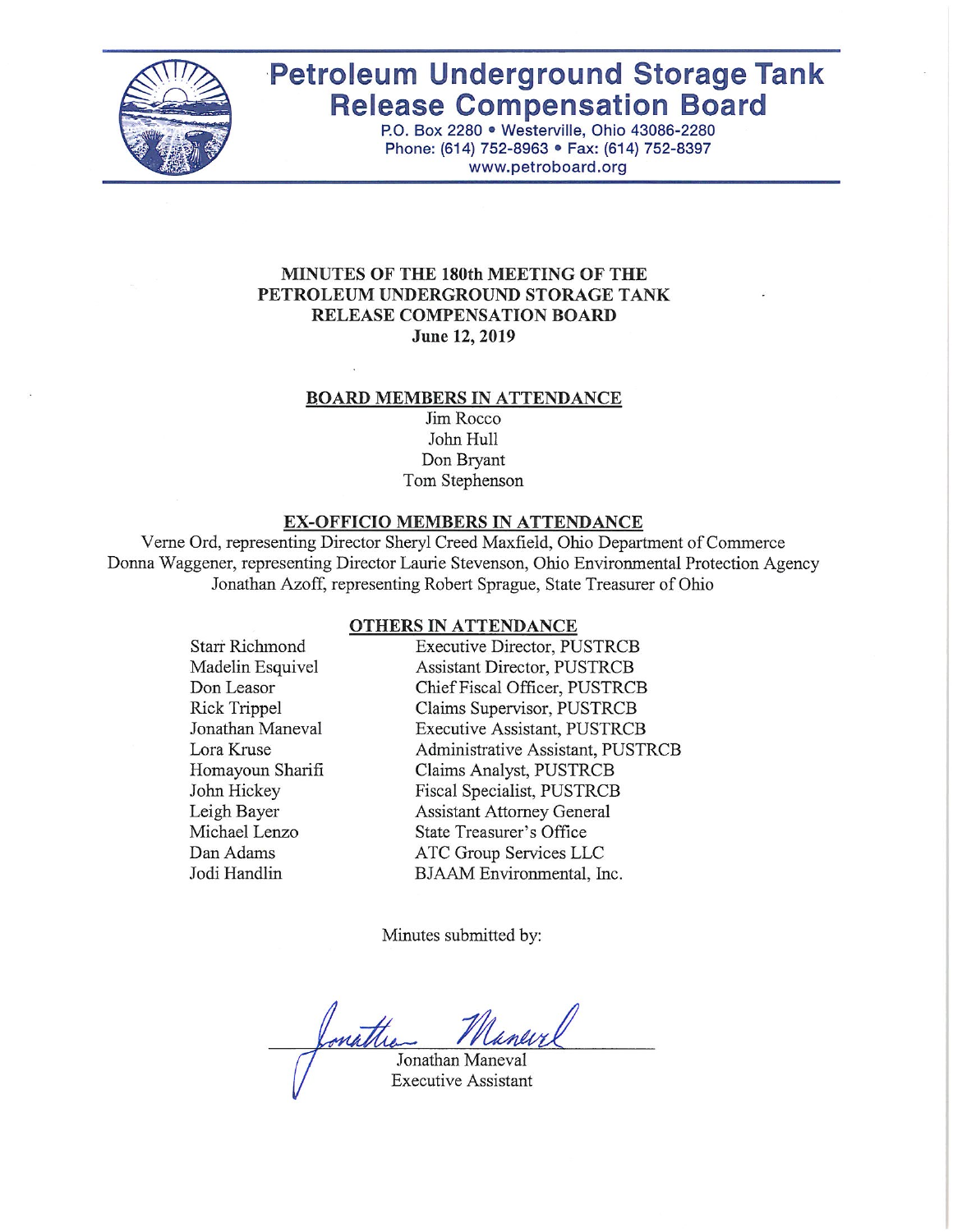# Petroleum Underground Storage Tank Release Compensation Board

P.O. Box 2280 • Westerville, Ohio 43086-2280
Phone: (614) 752-8963 • Fax: (614) 752-8397
www.petroboard.org

## MINUTES OF THE 180th MEETING OF THE PETROLEUM UNDERGROUND STORAGE TANK RELEASE COMPENSATION BOARD
**June 12, 2019**

### BOARD MEMBERS IN ATTENDANCE

Jim Rocco
John Hull
Don Bryant
Tom Stephenson

### EX-OFFICIO MEMBERS IN ATTENDANCE

Verne Ord, representing Director Sheryl Creed Maxfield, Ohio Department of Commerce
Donna Waggener, representing Director Laurie Stevenson, Ohio Environmental Protection Agency
Jonathan Azoff, representing Robert Sprague, State Treasurer of Ohio

### OTHERS IN ATTENDANCE

| | |
|---|---|
| Starr Richmond | Executive Director, PUSTRCB |
| Madelin Esquivel | Assistant Director, PUSTRCB |
| Don Leasor | Chief Fiscal Officer, PUSTRCB |
| Rick Trippel | Claims Supervisor, PUSTRCB |
| Jonathan Maneval | Executive Assistant, PUSTRCB |
| Lora Kruse | Administrative Assistant, PUSTRCB |
| Homayoun Sharifi | Claims Analyst, PUSTRCB |
| John Hickey | Fiscal Specialist, PUSTRCB |
| Leigh Bayer | Assistant Attorney General |
| Michael Lenzo | State Treasurer's Office |
| Dan Adams | ATC Group Services LLC |
| Jodi Handlin | BJAAM Environmental, Inc. |

Minutes submitted by:

Jonathan Maneval
Executive Assistant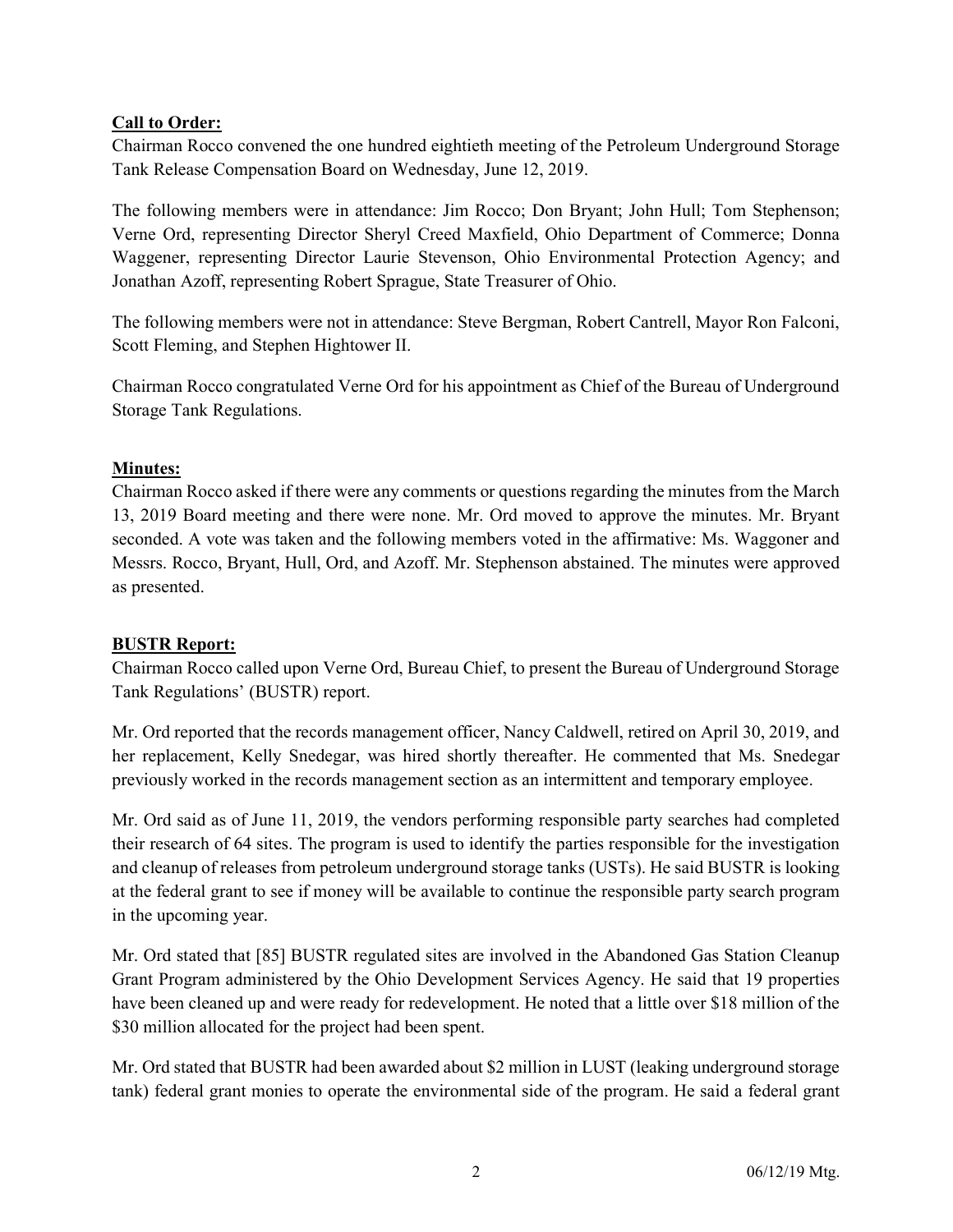**Call to Order:**

Chairman Rocco convened the one hundred eightieth meeting of the Petroleum Underground Storage Tank Release Compensation Board on Wednesday, June 12, 2019.

The following members were in attendance: Jim Rocco; Don Bryant; John Hull; Tom Stephenson; Verne Ord, representing Director Sheryl Creed Maxfield, Ohio Department of Commerce; Donna Waggener, representing Director Laurie Stevenson, Ohio Environmental Protection Agency; and Jonathan Azoff, representing Robert Sprague, State Treasurer of Ohio.

The following members were not in attendance: Steve Bergman, Robert Cantrell, Mayor Ron Falconi, Scott Fleming, and Stephen Hightower II.

Chairman Rocco congratulated Verne Ord for his appointment as Chief of the Bureau of Underground Storage Tank Regulations.

**Minutes:**

Chairman Rocco asked if there were any comments or questions regarding the minutes from the March 13, 2019 Board meeting and there were none. Mr. Ord moved to approve the minutes. Mr. Bryant seconded. A vote was taken and the following members voted in the affirmative: Ms. Waggoner and Messrs. Rocco, Bryant, Hull, Ord, and Azoff. Mr. Stephenson abstained. The minutes were approved as presented.

**BUSTR Report:**

Chairman Rocco called upon Verne Ord, Bureau Chief, to present the Bureau of Underground Storage Tank Regulations' (BUSTR) report.

Mr. Ord reported that the records management officer, Nancy Caldwell, retired on April 30, 2019, and her replacement, Kelly Snedegar, was hired shortly thereafter. He commented that Ms. Snedegar previously worked in the records management section as an intermittent and temporary employee.

Mr. Ord said as of June 11, 2019, the vendors performing responsible party searches had completed their research of 64 sites. The program is used to identify the parties responsible for the investigation and cleanup of releases from petroleum underground storage tanks (USTs). He said BUSTR is looking at the federal grant to see if money will be available to continue the responsible party search program in the upcoming year.

Mr. Ord stated that [85] BUSTR regulated sites are involved in the Abandoned Gas Station Cleanup Grant Program administered by the Ohio Development Services Agency. He said that 19 properties have been cleaned up and were ready for redevelopment. He noted that a little over $18 million of the $30 million allocated for the project had been spent.

Mr. Ord stated that BUSTR had been awarded about $2 million in LUST (leaking underground storage tank) federal grant monies to operate the environmental side of the program. He said a federal grant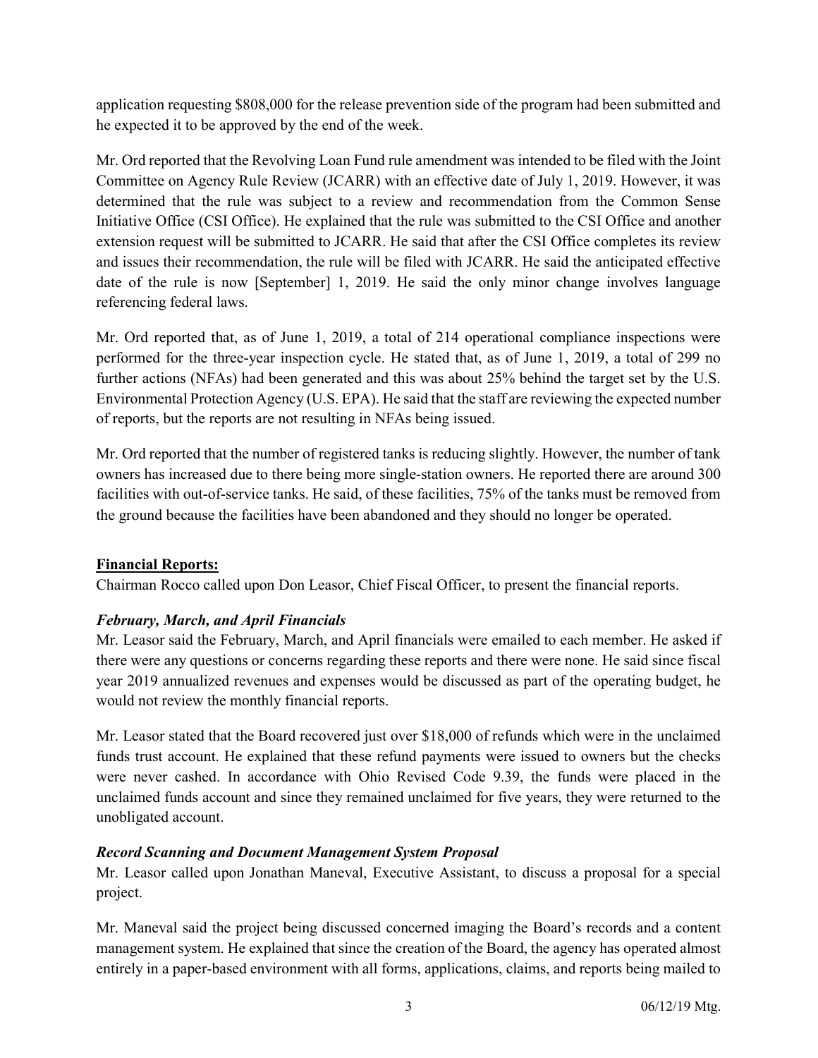application requesting $808,000 for the release prevention side of the program had been submitted and he expected it to be approved by the end of the week.

Mr. Ord reported that the Revolving Loan Fund rule amendment was intended to be filed with the Joint Committee on Agency Rule Review (JCARR) with an effective date of July 1, 2019. However, it was determined that the rule was subject to a review and recommendation from the Common Sense Initiative Office (CSI Office). He explained that the rule was submitted to the CSI Office and another extension request will be submitted to JCARR. He said that after the CSI Office completes its review and issues their recommendation, the rule will be filed with JCARR. He said the anticipated effective date of the rule is now [September] 1, 2019. He said the only minor change involves language referencing federal laws.

Mr. Ord reported that, as of June 1, 2019, a total of 214 operational compliance inspections were performed for the three-year inspection cycle. He stated that, as of June 1, 2019, a total of 299 no further actions (NFAs) had been generated and this was about 25% behind the target set by the U.S. Environmental Protection Agency (U.S. EPA). He said that the staff are reviewing the expected number of reports, but the reports are not resulting in NFAs being issued.

Mr. Ord reported that the number of registered tanks is reducing slightly. However, the number of tank owners has increased due to there being more single-station owners. He reported there are around 300 facilities with out-of-service tanks. He said, of these facilities, 75% of the tanks must be removed from the ground because the facilities have been abandoned and they should no longer be operated.

## Financial Reports:

Chairman Rocco called upon Don Leasor, Chief Fiscal Officer, to present the financial reports.

### *February, March, and April Financials*

Mr. Leasor said the February, March, and April financials were emailed to each member. He asked if there were any questions or concerns regarding these reports and there were none. He said since fiscal year 2019 annualized revenues and expenses would be discussed as part of the operating budget, he would not review the monthly financial reports.

Mr. Leasor stated that the Board recovered just over $18,000 of refunds which were in the unclaimed funds trust account. He explained that these refund payments were issued to owners but the checks were never cashed. In accordance with Ohio Revised Code 9.39, the funds were placed in the unclaimed funds account and since they remained unclaimed for five years, they were returned to the unobligated account.

### *Record Scanning and Document Management System Proposal*

Mr. Leasor called upon Jonathan Maneval, Executive Assistant, to discuss a proposal for a special project.

Mr. Maneval said the project being discussed concerned imaging the Board's records and a content management system. He explained that since the creation of the Board, the agency has operated almost entirely in a paper-based environment with all forms, applications, claims, and reports being mailed to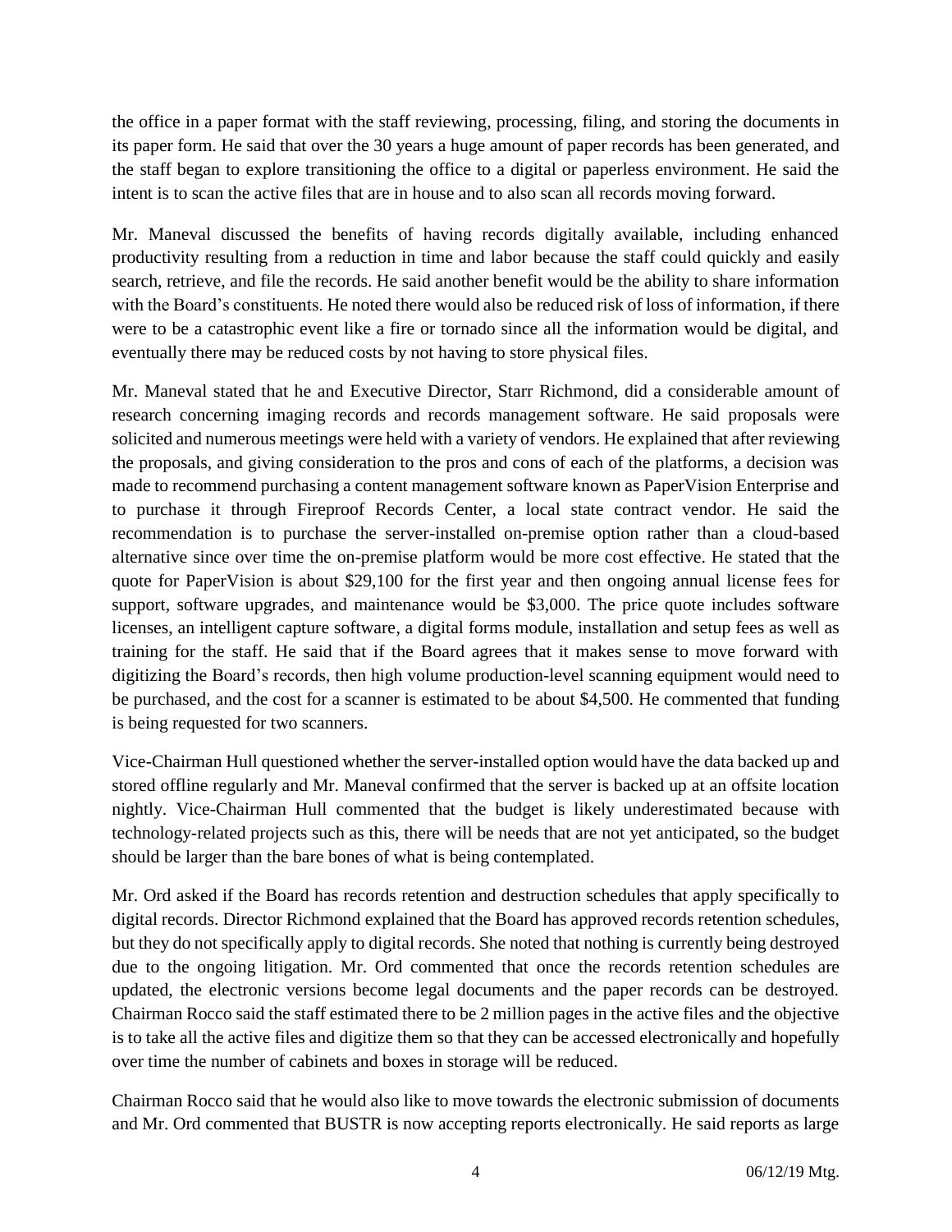the office in a paper format with the staff reviewing, processing, filing, and storing the documents in its paper form. He said that over the 30 years a huge amount of paper records has been generated, and the staff began to explore transitioning the office to a digital or paperless environment. He said the intent is to scan the active files that are in house and to also scan all records moving forward.

Mr. Maneval discussed the benefits of having records digitally available, including enhanced productivity resulting from a reduction in time and labor because the staff could quickly and easily search, retrieve, and file the records. He said another benefit would be the ability to share information with the Board's constituents. He noted there would also be reduced risk of loss of information, if there were to be a catastrophic event like a fire or tornado since all the information would be digital, and eventually there may be reduced costs by not having to store physical files.

Mr. Maneval stated that he and Executive Director, Starr Richmond, did a considerable amount of research concerning imaging records and records management software. He said proposals were solicited and numerous meetings were held with a variety of vendors. He explained that after reviewing the proposals, and giving consideration to the pros and cons of each of the platforms, a decision was made to recommend purchasing a content management software known as PaperVision Enterprise and to purchase it through Fireproof Records Center, a local state contract vendor. He said the recommendation is to purchase the server-installed on-premise option rather than a cloud-based alternative since over time the on-premise platform would be more cost effective. He stated that the quote for PaperVision is about $29,100 for the first year and then ongoing annual license fees for support, software upgrades, and maintenance would be $3,000. The price quote includes software licenses, an intelligent capture software, a digital forms module, installation and setup fees as well as training for the staff. He said that if the Board agrees that it makes sense to move forward with digitizing the Board's records, then high volume production-level scanning equipment would need to be purchased, and the cost for a scanner is estimated to be about $4,500. He commented that funding is being requested for two scanners.

Vice-Chairman Hull questioned whether the server-installed option would have the data backed up and stored offline regularly and Mr. Maneval confirmed that the server is backed up at an offsite location nightly. Vice-Chairman Hull commented that the budget is likely underestimated because with technology-related projects such as this, there will be needs that are not yet anticipated, so the budget should be larger than the bare bones of what is being contemplated.

Mr. Ord asked if the Board has records retention and destruction schedules that apply specifically to digital records. Director Richmond explained that the Board has approved records retention schedules, but they do not specifically apply to digital records. She noted that nothing is currently being destroyed due to the ongoing litigation. Mr. Ord commented that once the records retention schedules are updated, the electronic versions become legal documents and the paper records can be destroyed. Chairman Rocco said the staff estimated there to be 2 million pages in the active files and the objective is to take all the active files and digitize them so that they can be accessed electronically and hopefully over time the number of cabinets and boxes in storage will be reduced.

Chairman Rocco said that he would also like to move towards the electronic submission of documents and Mr. Ord commented that BUSTR is now accepting reports electronically. He said reports as large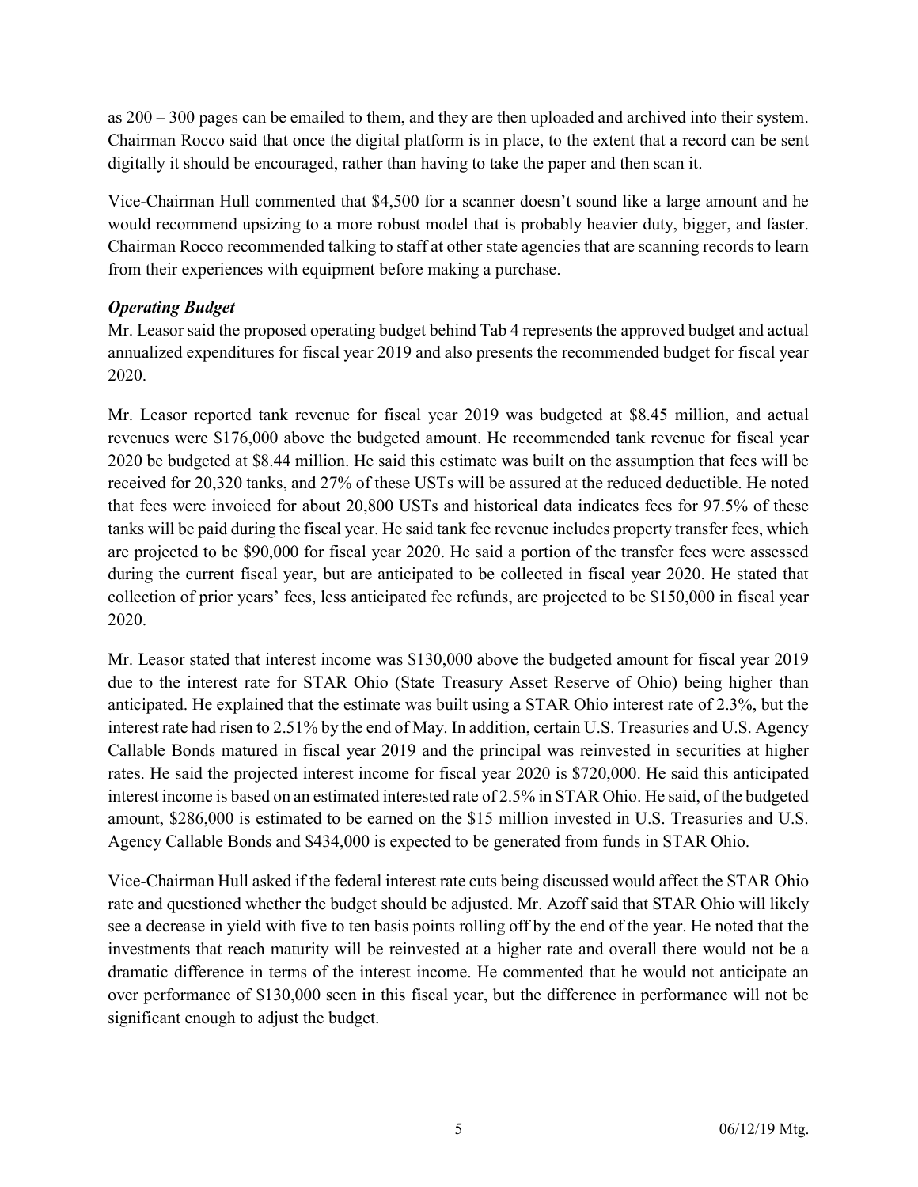as 200 – 300 pages can be emailed to them, and they are then uploaded and archived into their system. Chairman Rocco said that once the digital platform is in place, to the extent that a record can be sent digitally it should be encouraged, rather than having to take the paper and then scan it.

Vice-Chairman Hull commented that $4,500 for a scanner doesn't sound like a large amount and he would recommend upsizing to a more robust model that is probably heavier duty, bigger, and faster. Chairman Rocco recommended talking to staff at other state agencies that are scanning records to learn from their experiences with equipment before making a purchase.

***Operating Budget***

Mr. Leasor said the proposed operating budget behind Tab 4 represents the approved budget and actual annualized expenditures for fiscal year 2019 and also presents the recommended budget for fiscal year 2020.

Mr. Leasor reported tank revenue for fiscal year 2019 was budgeted at $8.45 million, and actual revenues were $176,000 above the budgeted amount. He recommended tank revenue for fiscal year 2020 be budgeted at $8.44 million. He said this estimate was built on the assumption that fees will be received for 20,320 tanks, and 27% of these USTs will be assured at the reduced deductible. He noted that fees were invoiced for about 20,800 USTs and historical data indicates fees for 97.5% of these tanks will be paid during the fiscal year. He said tank fee revenue includes property transfer fees, which are projected to be $90,000 for fiscal year 2020. He said a portion of the transfer fees were assessed during the current fiscal year, but are anticipated to be collected in fiscal year 2020. He stated that collection of prior years' fees, less anticipated fee refunds, are projected to be $150,000 in fiscal year 2020.

Mr. Leasor stated that interest income was $130,000 above the budgeted amount for fiscal year 2019 due to the interest rate for STAR Ohio (State Treasury Asset Reserve of Ohio) being higher than anticipated. He explained that the estimate was built using a STAR Ohio interest rate of 2.3%, but the interest rate had risen to 2.51% by the end of May. In addition, certain U.S. Treasuries and U.S. Agency Callable Bonds matured in fiscal year 2019 and the principal was reinvested in securities at higher rates. He said the projected interest income for fiscal year 2020 is $720,000. He said this anticipated interest income is based on an estimated interested rate of 2.5% in STAR Ohio. He said, of the budgeted amount, $286,000 is estimated to be earned on the $15 million invested in U.S. Treasuries and U.S. Agency Callable Bonds and $434,000 is expected to be generated from funds in STAR Ohio.

Vice-Chairman Hull asked if the federal interest rate cuts being discussed would affect the STAR Ohio rate and questioned whether the budget should be adjusted. Mr. Azoff said that STAR Ohio will likely see a decrease in yield with five to ten basis points rolling off by the end of the year. He noted that the investments that reach maturity will be reinvested at a higher rate and overall there would not be a dramatic difference in terms of the interest income. He commented that he would not anticipate an over performance of $130,000 seen in this fiscal year, but the difference in performance will not be significant enough to adjust the budget.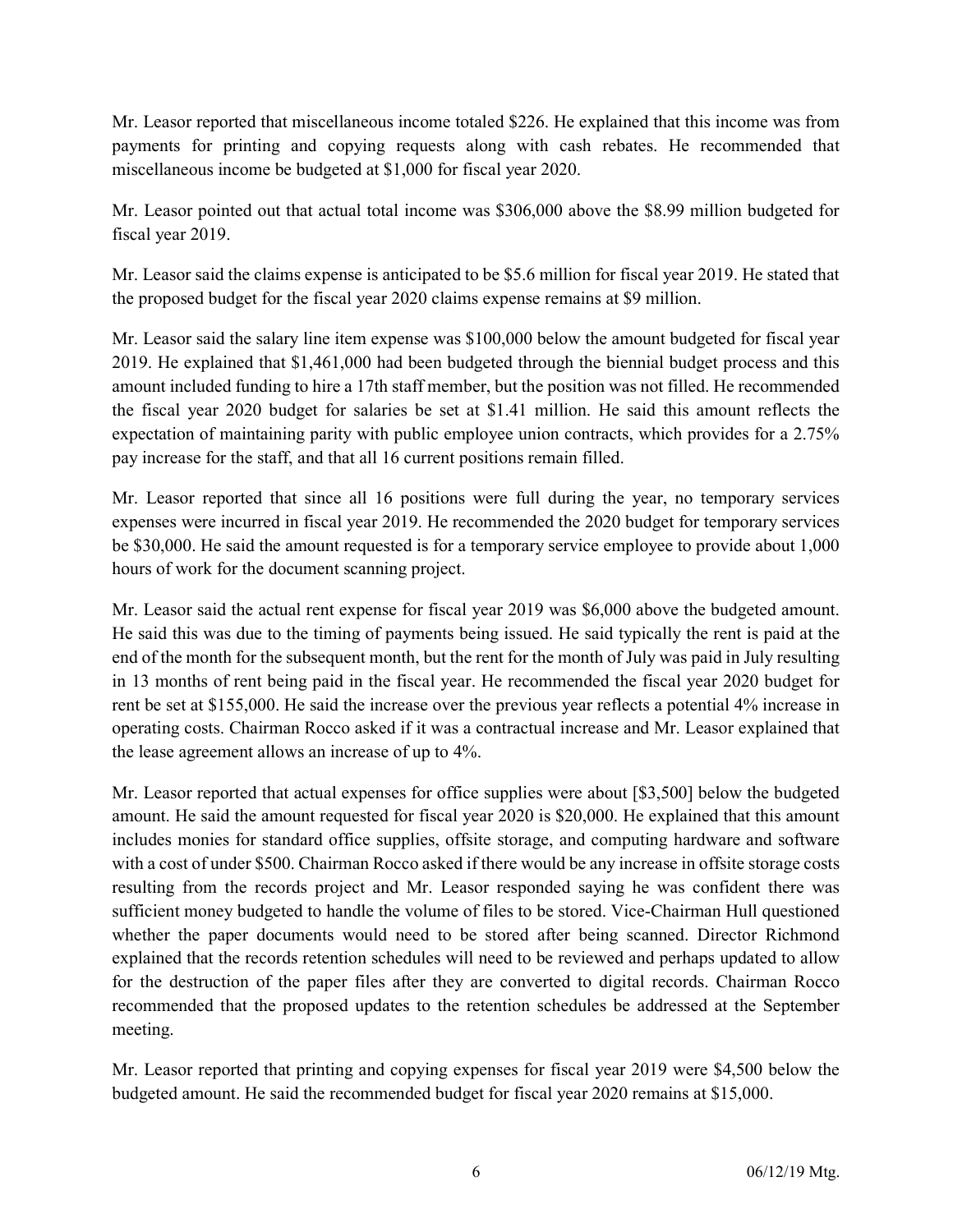Mr. Leasor reported that miscellaneous income totaled $226. He explained that this income was from payments for printing and copying requests along with cash rebates. He recommended that miscellaneous income be budgeted at $1,000 for fiscal year 2020.

Mr. Leasor pointed out that actual total income was $306,000 above the $8.99 million budgeted for fiscal year 2019.

Mr. Leasor said the claims expense is anticipated to be $5.6 million for fiscal year 2019. He stated that the proposed budget for the fiscal year 2020 claims expense remains at $9 million.

Mr. Leasor said the salary line item expense was $100,000 below the amount budgeted for fiscal year 2019. He explained that $1,461,000 had been budgeted through the biennial budget process and this amount included funding to hire a 17th staff member, but the position was not filled. He recommended the fiscal year 2020 budget for salaries be set at $1.41 million. He said this amount reflects the expectation of maintaining parity with public employee union contracts, which provides for a 2.75% pay increase for the staff, and that all 16 current positions remain filled.

Mr. Leasor reported that since all 16 positions were full during the year, no temporary services expenses were incurred in fiscal year 2019. He recommended the 2020 budget for temporary services be $30,000. He said the amount requested is for a temporary service employee to provide about 1,000 hours of work for the document scanning project.

Mr. Leasor said the actual rent expense for fiscal year 2019 was $6,000 above the budgeted amount. He said this was due to the timing of payments being issued. He said typically the rent is paid at the end of the month for the subsequent month, but the rent for the month of July was paid in July resulting in 13 months of rent being paid in the fiscal year. He recommended the fiscal year 2020 budget for rent be set at $155,000. He said the increase over the previous year reflects a potential 4% increase in operating costs. Chairman Rocco asked if it was a contractual increase and Mr. Leasor explained that the lease agreement allows an increase of up to 4%.

Mr. Leasor reported that actual expenses for office supplies were about [$3,500] below the budgeted amount. He said the amount requested for fiscal year 2020 is $20,000. He explained that this amount includes monies for standard office supplies, offsite storage, and computing hardware and software with a cost of under $500. Chairman Rocco asked if there would be any increase in offsite storage costs resulting from the records project and Mr. Leasor responded saying he was confident there was sufficient money budgeted to handle the volume of files to be stored. Vice-Chairman Hull questioned whether the paper documents would need to be stored after being scanned. Director Richmond explained that the records retention schedules will need to be reviewed and perhaps updated to allow for the destruction of the paper files after they are converted to digital records. Chairman Rocco recommended that the proposed updates to the retention schedules be addressed at the September meeting.

Mr. Leasor reported that printing and copying expenses for fiscal year 2019 were $4,500 below the budgeted amount. He said the recommended budget for fiscal year 2020 remains at $15,000.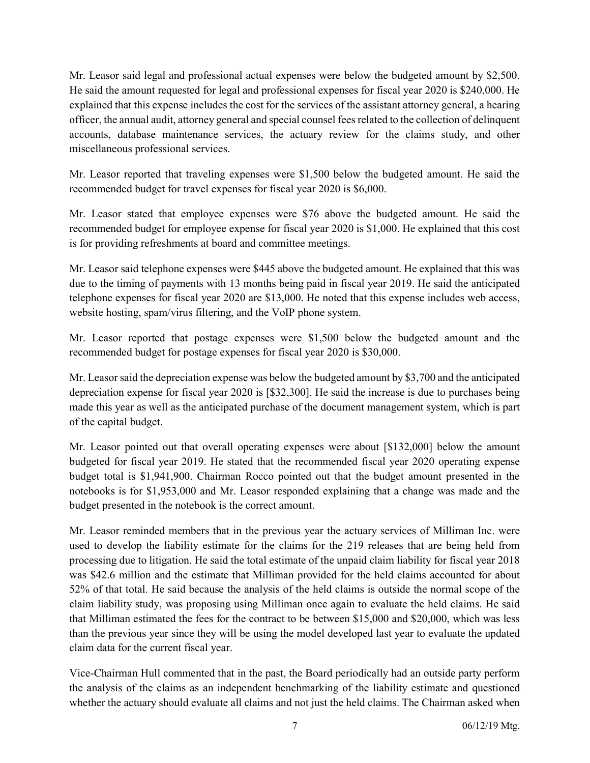Mr. Leasor said legal and professional actual expenses were below the budgeted amount by $2,500. He said the amount requested for legal and professional expenses for fiscal year 2020 is $240,000. He explained that this expense includes the cost for the services of the assistant attorney general, a hearing officer, the annual audit, attorney general and special counsel fees related to the collection of delinquent accounts, database maintenance services, the actuary review for the claims study, and other miscellaneous professional services.

Mr. Leasor reported that traveling expenses were $1,500 below the budgeted amount. He said the recommended budget for travel expenses for fiscal year 2020 is $6,000.

Mr. Leasor stated that employee expenses were $76 above the budgeted amount. He said the recommended budget for employee expense for fiscal year 2020 is $1,000. He explained that this cost is for providing refreshments at board and committee meetings.

Mr. Leasor said telephone expenses were $445 above the budgeted amount. He explained that this was due to the timing of payments with 13 months being paid in fiscal year 2019. He said the anticipated telephone expenses for fiscal year 2020 are $13,000. He noted that this expense includes web access, website hosting, spam/virus filtering, and the VoIP phone system.

Mr. Leasor reported that postage expenses were $1,500 below the budgeted amount and the recommended budget for postage expenses for fiscal year 2020 is $30,000.

Mr. Leasor said the depreciation expense was below the budgeted amount by $3,700 and the anticipated depreciation expense for fiscal year 2020 is [$32,300]. He said the increase is due to purchases being made this year as well as the anticipated purchase of the document management system, which is part of the capital budget.

Mr. Leasor pointed out that overall operating expenses were about [$132,000] below the amount budgeted for fiscal year 2019. He stated that the recommended fiscal year 2020 operating expense budget total is $1,941,900. Chairman Rocco pointed out that the budget amount presented in the notebooks is for $1,953,000 and Mr. Leasor responded explaining that a change was made and the budget presented in the notebook is the correct amount.

Mr. Leasor reminded members that in the previous year the actuary services of Milliman Inc. were used to develop the liability estimate for the claims for the 219 releases that are being held from processing due to litigation. He said the total estimate of the unpaid claim liability for fiscal year 2018 was $42.6 million and the estimate that Milliman provided for the held claims accounted for about 52% of that total. He said because the analysis of the held claims is outside the normal scope of the claim liability study, was proposing using Milliman once again to evaluate the held claims. He said that Milliman estimated the fees for the contract to be between $15,000 and $20,000, which was less than the previous year since they will be using the model developed last year to evaluate the updated claim data for the current fiscal year.

Vice-Chairman Hull commented that in the past, the Board periodically had an outside party perform the analysis of the claims as an independent benchmarking of the liability estimate and questioned whether the actuary should evaluate all claims and not just the held claims. The Chairman asked when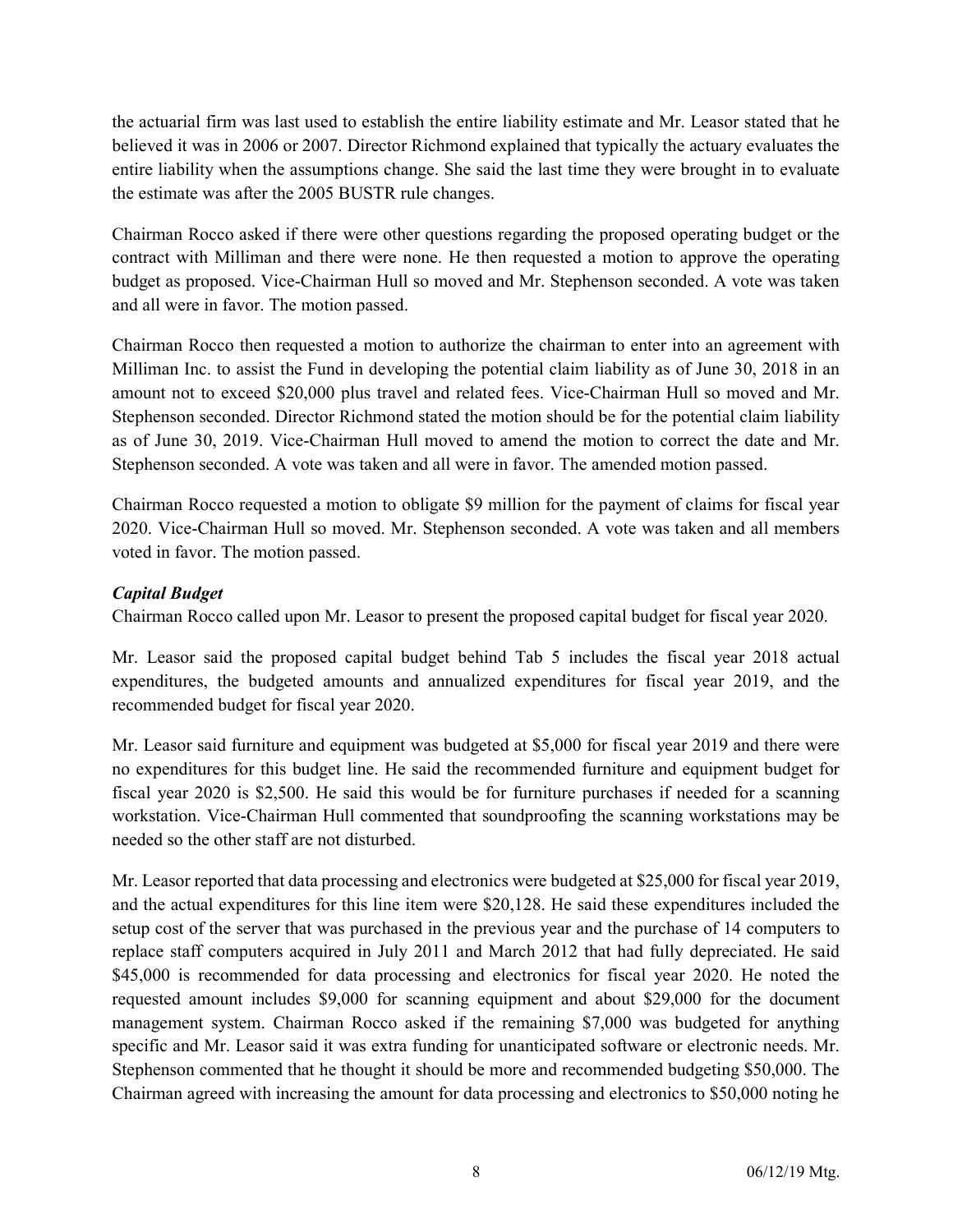the actuarial firm was last used to establish the entire liability estimate and Mr. Leasor stated that he believed it was in 2006 or 2007. Director Richmond explained that typically the actuary evaluates the entire liability when the assumptions change. She said the last time they were brought in to evaluate the estimate was after the 2005 BUSTR rule changes.

Chairman Rocco asked if there were other questions regarding the proposed operating budget or the contract with Milliman and there were none. He then requested a motion to approve the operating budget as proposed. Vice-Chairman Hull so moved and Mr. Stephenson seconded. A vote was taken and all were in favor. The motion passed.

Chairman Rocco then requested a motion to authorize the chairman to enter into an agreement with Milliman Inc. to assist the Fund in developing the potential claim liability as of June 30, 2018 in an amount not to exceed $20,000 plus travel and related fees. Vice-Chairman Hull so moved and Mr. Stephenson seconded. Director Richmond stated the motion should be for the potential claim liability as of June 30, 2019. Vice-Chairman Hull moved to amend the motion to correct the date and Mr. Stephenson seconded. A vote was taken and all were in favor. The amended motion passed.

Chairman Rocco requested a motion to obligate $9 million for the payment of claims for fiscal year 2020. Vice-Chairman Hull so moved. Mr. Stephenson seconded. A vote was taken and all members voted in favor. The motion passed.

***Capital Budget***

Chairman Rocco called upon Mr. Leasor to present the proposed capital budget for fiscal year 2020.

Mr. Leasor said the proposed capital budget behind Tab 5 includes the fiscal year 2018 actual expenditures, the budgeted amounts and annualized expenditures for fiscal year 2019, and the recommended budget for fiscal year 2020.

Mr. Leasor said furniture and equipment was budgeted at $5,000 for fiscal year 2019 and there were no expenditures for this budget line. He said the recommended furniture and equipment budget for fiscal year 2020 is $2,500. He said this would be for furniture purchases if needed for a scanning workstation. Vice-Chairman Hull commented that soundproofing the scanning workstations may be needed so the other staff are not disturbed.

Mr. Leasor reported that data processing and electronics were budgeted at $25,000 for fiscal year 2019, and the actual expenditures for this line item were $20,128. He said these expenditures included the setup cost of the server that was purchased in the previous year and the purchase of 14 computers to replace staff computers acquired in July 2011 and March 2012 that had fully depreciated. He said $45,000 is recommended for data processing and electronics for fiscal year 2020. He noted the requested amount includes $9,000 for scanning equipment and about $29,000 for the document management system. Chairman Rocco asked if the remaining $7,000 was budgeted for anything specific and Mr. Leasor said it was extra funding for unanticipated software or electronic needs. Mr. Stephenson commented that he thought it should be more and recommended budgeting $50,000. The Chairman agreed with increasing the amount for data processing and electronics to $50,000 noting he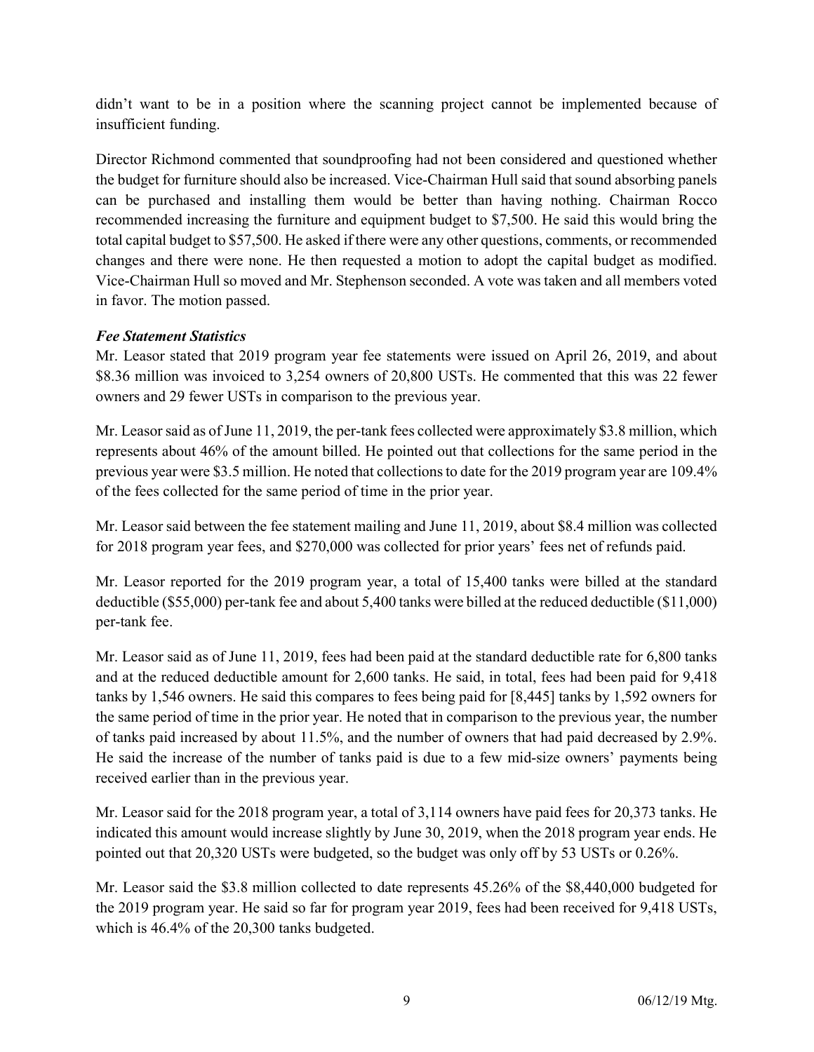didn't want to be in a position where the scanning project cannot be implemented because of insufficient funding.

Director Richmond commented that soundproofing had not been considered and questioned whether the budget for furniture should also be increased. Vice-Chairman Hull said that sound absorbing panels can be purchased and installing them would be better than having nothing. Chairman Rocco recommended increasing the furniture and equipment budget to $7,500. He said this would bring the total capital budget to $57,500. He asked if there were any other questions, comments, or recommended changes and there were none. He then requested a motion to adopt the capital budget as modified. Vice-Chairman Hull so moved and Mr. Stephenson seconded. A vote was taken and all members voted in favor. The motion passed.

***Fee Statement Statistics***

Mr. Leasor stated that 2019 program year fee statements were issued on April 26, 2019, and about $8.36 million was invoiced to 3,254 owners of 20,800 USTs. He commented that this was 22 fewer owners and 29 fewer USTs in comparison to the previous year.

Mr. Leasor said as of June 11, 2019, the per-tank fees collected were approximately $3.8 million, which represents about 46% of the amount billed. He pointed out that collections for the same period in the previous year were $3.5 million. He noted that collections to date for the 2019 program year are 109.4% of the fees collected for the same period of time in the prior year.

Mr. Leasor said between the fee statement mailing and June 11, 2019, about $8.4 million was collected for 2018 program year fees, and $270,000 was collected for prior years' fees net of refunds paid.

Mr. Leasor reported for the 2019 program year, a total of 15,400 tanks were billed at the standard deductible ($55,000) per-tank fee and about 5,400 tanks were billed at the reduced deductible ($11,000) per-tank fee.

Mr. Leasor said as of June 11, 2019, fees had been paid at the standard deductible rate for 6,800 tanks and at the reduced deductible amount for 2,600 tanks. He said, in total, fees had been paid for 9,418 tanks by 1,546 owners. He said this compares to fees being paid for [8,445] tanks by 1,592 owners for the same period of time in the prior year. He noted that in comparison to the previous year, the number of tanks paid increased by about 11.5%, and the number of owners that had paid decreased by 2.9%. He said the increase of the number of tanks paid is due to a few mid-size owners' payments being received earlier than in the previous year.

Mr. Leasor said for the 2018 program year, a total of 3,114 owners have paid fees for 20,373 tanks. He indicated this amount would increase slightly by June 30, 2019, when the 2018 program year ends. He pointed out that 20,320 USTs were budgeted, so the budget was only off by 53 USTs or 0.26%.

Mr. Leasor said the $3.8 million collected to date represents 45.26% of the $8,440,000 budgeted for the 2019 program year. He said so far for program year 2019, fees had been received for 9,418 USTs, which is 46.4% of the 20,300 tanks budgeted.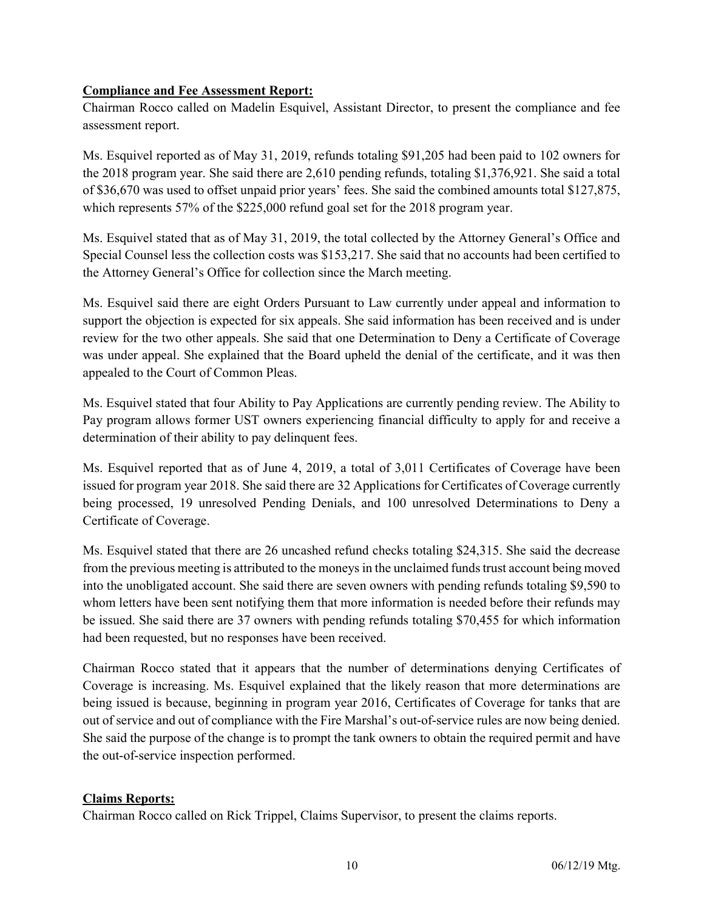**Compliance and Fee Assessment Report:**

Chairman Rocco called on Madelin Esquivel, Assistant Director, to present the compliance and fee assessment report.

Ms. Esquivel reported as of May 31, 2019, refunds totaling $91,205 had been paid to 102 owners for the 2018 program year. She said there are 2,610 pending refunds, totaling $1,376,921. She said a total of $36,670 was used to offset unpaid prior years' fees. She said the combined amounts total $127,875, which represents 57% of the $225,000 refund goal set for the 2018 program year.

Ms. Esquivel stated that as of May 31, 2019, the total collected by the Attorney General's Office and Special Counsel less the collection costs was $153,217. She said that no accounts had been certified to the Attorney General's Office for collection since the March meeting.

Ms. Esquivel said there are eight Orders Pursuant to Law currently under appeal and information to support the objection is expected for six appeals. She said information has been received and is under review for the two other appeals. She said that one Determination to Deny a Certificate of Coverage was under appeal. She explained that the Board upheld the denial of the certificate, and it was then appealed to the Court of Common Pleas.

Ms. Esquivel stated that four Ability to Pay Applications are currently pending review. The Ability to Pay program allows former UST owners experiencing financial difficulty to apply for and receive a determination of their ability to pay delinquent fees.

Ms. Esquivel reported that as of June 4, 2019, a total of 3,011 Certificates of Coverage have been issued for program year 2018. She said there are 32 Applications for Certificates of Coverage currently being processed, 19 unresolved Pending Denials, and 100 unresolved Determinations to Deny a Certificate of Coverage.

Ms. Esquivel stated that there are 26 uncashed refund checks totaling $24,315. She said the decrease from the previous meeting is attributed to the moneys in the unclaimed funds trust account being moved into the unobligated account. She said there are seven owners with pending refunds totaling $9,590 to whom letters have been sent notifying them that more information is needed before their refunds may be issued. She said there are 37 owners with pending refunds totaling $70,455 for which information had been requested, but no responses have been received.

Chairman Rocco stated that it appears that the number of determinations denying Certificates of Coverage is increasing. Ms. Esquivel explained that the likely reason that more determinations are being issued is because, beginning in program year 2016, Certificates of Coverage for tanks that are out of service and out of compliance with the Fire Marshal's out-of-service rules are now being denied. She said the purpose of the change is to prompt the tank owners to obtain the required permit and have the out-of-service inspection performed.

**Claims Reports:**

Chairman Rocco called on Rick Trippel, Claims Supervisor, to present the claims reports.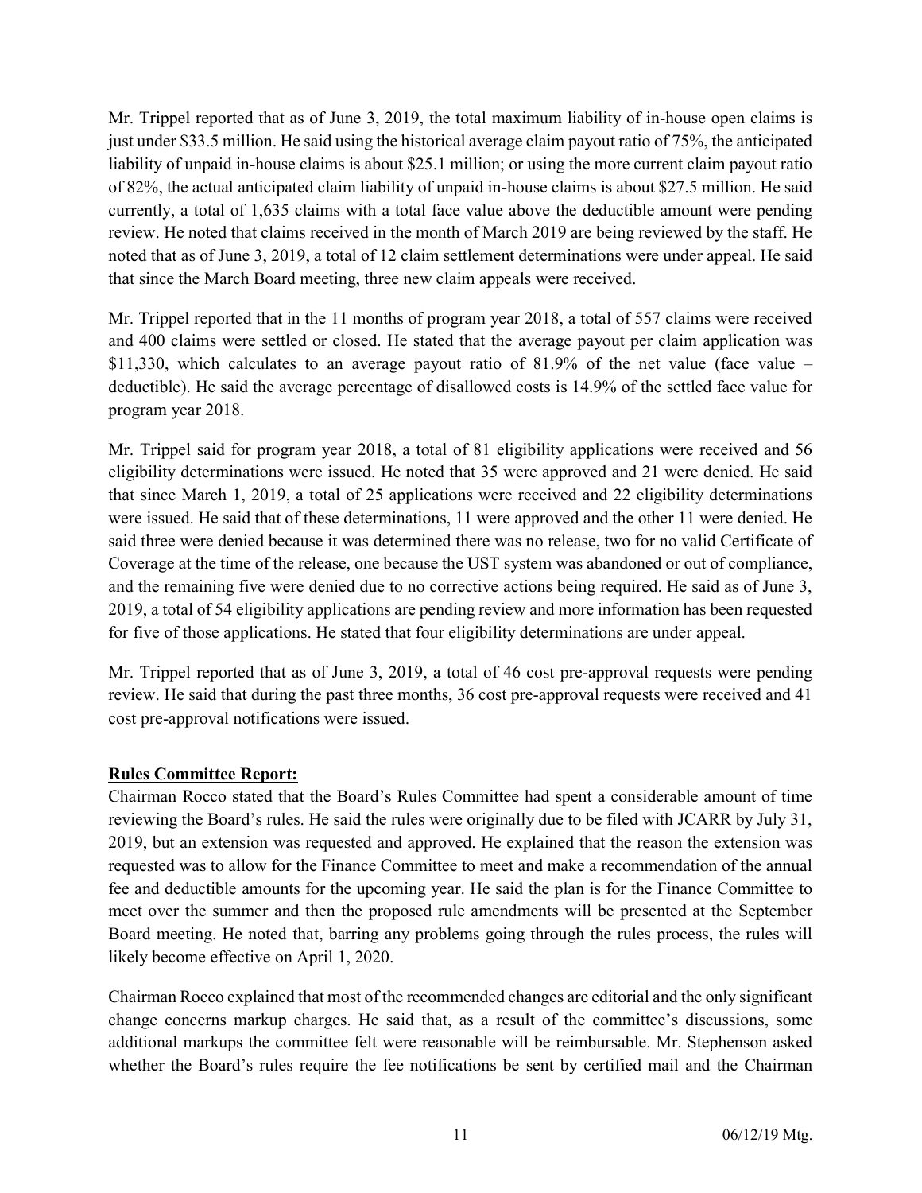Mr. Trippel reported that as of June 3, 2019, the total maximum liability of in-house open claims is just under $33.5 million. He said using the historical average claim payout ratio of 75%, the anticipated liability of unpaid in-house claims is about $25.1 million; or using the more current claim payout ratio of 82%, the actual anticipated claim liability of unpaid in-house claims is about $27.5 million. He said currently, a total of 1,635 claims with a total face value above the deductible amount were pending review. He noted that claims received in the month of March 2019 are being reviewed by the staff. He noted that as of June 3, 2019, a total of 12 claim settlement determinations were under appeal. He said that since the March Board meeting, three new claim appeals were received.

Mr. Trippel reported that in the 11 months of program year 2018, a total of 557 claims were received and 400 claims were settled or closed. He stated that the average payout per claim application was $11,330, which calculates to an average payout ratio of 81.9% of the net value (face value – deductible). He said the average percentage of disallowed costs is 14.9% of the settled face value for program year 2018.

Mr. Trippel said for program year 2018, a total of 81 eligibility applications were received and 56 eligibility determinations were issued. He noted that 35 were approved and 21 were denied. He said that since March 1, 2019, a total of 25 applications were received and 22 eligibility determinations were issued. He said that of these determinations, 11 were approved and the other 11 were denied. He said three were denied because it was determined there was no release, two for no valid Certificate of Coverage at the time of the release, one because the UST system was abandoned or out of compliance, and the remaining five were denied due to no corrective actions being required. He said as of June 3, 2019, a total of 54 eligibility applications are pending review and more information has been requested for five of those applications. He stated that four eligibility determinations are under appeal.

Mr. Trippel reported that as of June 3, 2019, a total of 46 cost pre-approval requests were pending review. He said that during the past three months, 36 cost pre-approval requests were received and 41 cost pre-approval notifications were issued.

**Rules Committee Report:**

Chairman Rocco stated that the Board's Rules Committee had spent a considerable amount of time reviewing the Board's rules. He said the rules were originally due to be filed with JCARR by July 31, 2019, but an extension was requested and approved. He explained that the reason the extension was requested was to allow for the Finance Committee to meet and make a recommendation of the annual fee and deductible amounts for the upcoming year. He said the plan is for the Finance Committee to meet over the summer and then the proposed rule amendments will be presented at the September Board meeting. He noted that, barring any problems going through the rules process, the rules will likely become effective on April 1, 2020.

Chairman Rocco explained that most of the recommended changes are editorial and the only significant change concerns markup charges. He said that, as a result of the committee's discussions, some additional markups the committee felt were reasonable will be reimbursable. Mr. Stephenson asked whether the Board's rules require the fee notifications be sent by certified mail and the Chairman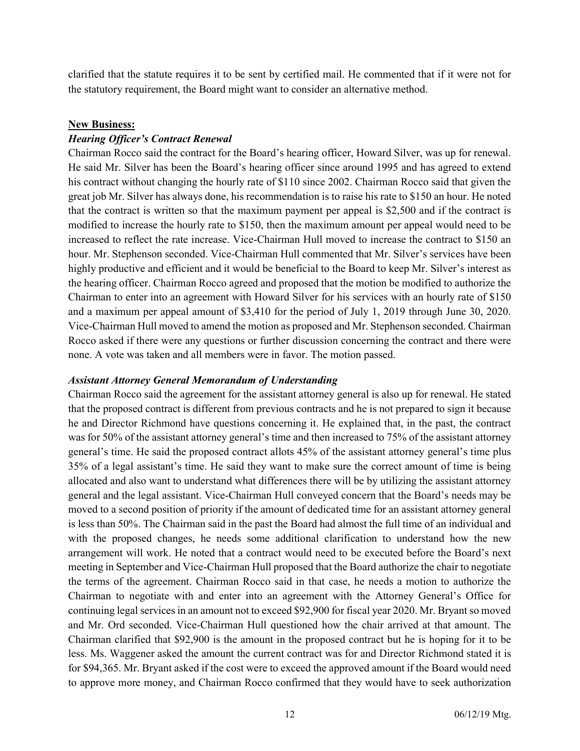clarified that the statute requires it to be sent by certified mail. He commented that if it were not for the statutory requirement, the Board might want to consider an alternative method.

**New Business:**

***Hearing Officer's Contract Renewal***

Chairman Rocco said the contract for the Board's hearing officer, Howard Silver, was up for renewal. He said Mr. Silver has been the Board's hearing officer since around 1995 and has agreed to extend his contract without changing the hourly rate of $110 since 2002. Chairman Rocco said that given the great job Mr. Silver has always done, his recommendation is to raise his rate to $150 an hour. He noted that the contract is written so that the maximum payment per appeal is $2,500 and if the contract is modified to increase the hourly rate to $150, then the maximum amount per appeal would need to be increased to reflect the rate increase. Vice-Chairman Hull moved to increase the contract to $150 an hour. Mr. Stephenson seconded. Vice-Chairman Hull commented that Mr. Silver's services have been highly productive and efficient and it would be beneficial to the Board to keep Mr. Silver's interest as the hearing officer. Chairman Rocco agreed and proposed that the motion be modified to authorize the Chairman to enter into an agreement with Howard Silver for his services with an hourly rate of $150 and a maximum per appeal amount of $3,410 for the period of July 1, 2019 through June 30, 2020. Vice-Chairman Hull moved to amend the motion as proposed and Mr. Stephenson seconded. Chairman Rocco asked if there were any questions or further discussion concerning the contract and there were none. A vote was taken and all members were in favor. The motion passed.

***Assistant Attorney General Memorandum of Understanding***

Chairman Rocco said the agreement for the assistant attorney general is also up for renewal. He stated that the proposed contract is different from previous contracts and he is not prepared to sign it because he and Director Richmond have questions concerning it. He explained that, in the past, the contract was for 50% of the assistant attorney general's time and then increased to 75% of the assistant attorney general's time. He said the proposed contract allots 45% of the assistant attorney general's time plus 35% of a legal assistant's time. He said they want to make sure the correct amount of time is being allocated and also want to understand what differences there will be by utilizing the assistant attorney general and the legal assistant. Vice-Chairman Hull conveyed concern that the Board's needs may be moved to a second position of priority if the amount of dedicated time for an assistant attorney general is less than 50%. The Chairman said in the past the Board had almost the full time of an individual and with the proposed changes, he needs some additional clarification to understand how the new arrangement will work. He noted that a contract would need to be executed before the Board's next meeting in September and Vice-Chairman Hull proposed that the Board authorize the chair to negotiate the terms of the agreement. Chairman Rocco said in that case, he needs a motion to authorize the Chairman to negotiate with and enter into an agreement with the Attorney General's Office for continuing legal services in an amount not to exceed $92,900 for fiscal year 2020. Mr. Bryant so moved and Mr. Ord seconded. Vice-Chairman Hull questioned how the chair arrived at that amount. The Chairman clarified that $92,900 is the amount in the proposed contract but he is hoping for it to be less. Ms. Waggener asked the amount the current contract was for and Director Richmond stated it is for $94,365. Mr. Bryant asked if the cost were to exceed the approved amount if the Board would need to approve more money, and Chairman Rocco confirmed that they would have to seek authorization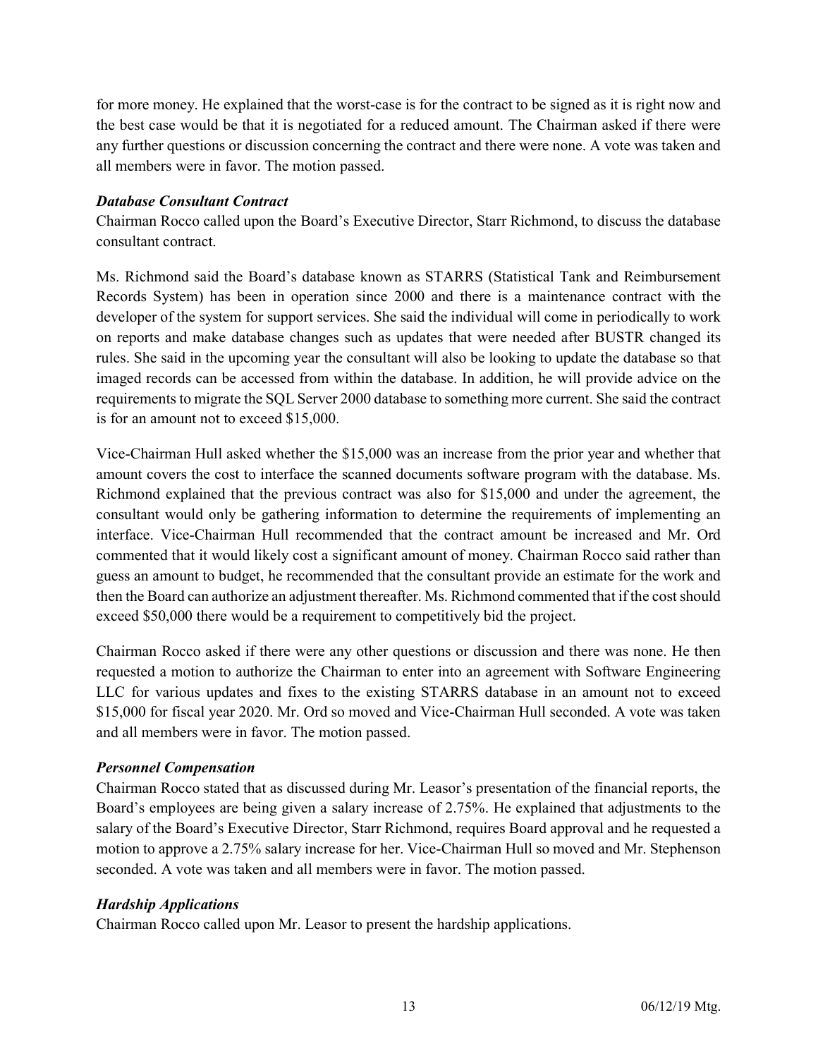for more money. He explained that the worst-case is for the contract to be signed as it is right now and the best case would be that it is negotiated for a reduced amount. The Chairman asked if there were any further questions or discussion concerning the contract and there were none. A vote was taken and all members were in favor. The motion passed.

***Database Consultant Contract***

Chairman Rocco called upon the Board's Executive Director, Starr Richmond, to discuss the database consultant contract.

Ms. Richmond said the Board's database known as STARRS (Statistical Tank and Reimbursement Records System) has been in operation since 2000 and there is a maintenance contract with the developer of the system for support services. She said the individual will come in periodically to work on reports and make database changes such as updates that were needed after BUSTR changed its rules. She said in the upcoming year the consultant will also be looking to update the database so that imaged records can be accessed from within the database. In addition, he will provide advice on the requirements to migrate the SQL Server 2000 database to something more current. She said the contract is for an amount not to exceed $15,000.

Vice-Chairman Hull asked whether the $15,000 was an increase from the prior year and whether that amount covers the cost to interface the scanned documents software program with the database. Ms. Richmond explained that the previous contract was also for $15,000 and under the agreement, the consultant would only be gathering information to determine the requirements of implementing an interface. Vice-Chairman Hull recommended that the contract amount be increased and Mr. Ord commented that it would likely cost a significant amount of money. Chairman Rocco said rather than guess an amount to budget, he recommended that the consultant provide an estimate for the work and then the Board can authorize an adjustment thereafter. Ms. Richmond commented that if the cost should exceed $50,000 there would be a requirement to competitively bid the project.

Chairman Rocco asked if there were any other questions or discussion and there was none. He then requested a motion to authorize the Chairman to enter into an agreement with Software Engineering LLC for various updates and fixes to the existing STARRS database in an amount not to exceed $15,000 for fiscal year 2020. Mr. Ord so moved and Vice-Chairman Hull seconded. A vote was taken and all members were in favor. The motion passed.

***Personnel Compensation***

Chairman Rocco stated that as discussed during Mr. Leasor's presentation of the financial reports, the Board's employees are being given a salary increase of 2.75%. He explained that adjustments to the salary of the Board's Executive Director, Starr Richmond, requires Board approval and he requested a motion to approve a 2.75% salary increase for her. Vice-Chairman Hull so moved and Mr. Stephenson seconded. A vote was taken and all members were in favor. The motion passed.

***Hardship Applications***

Chairman Rocco called upon Mr. Leasor to present the hardship applications.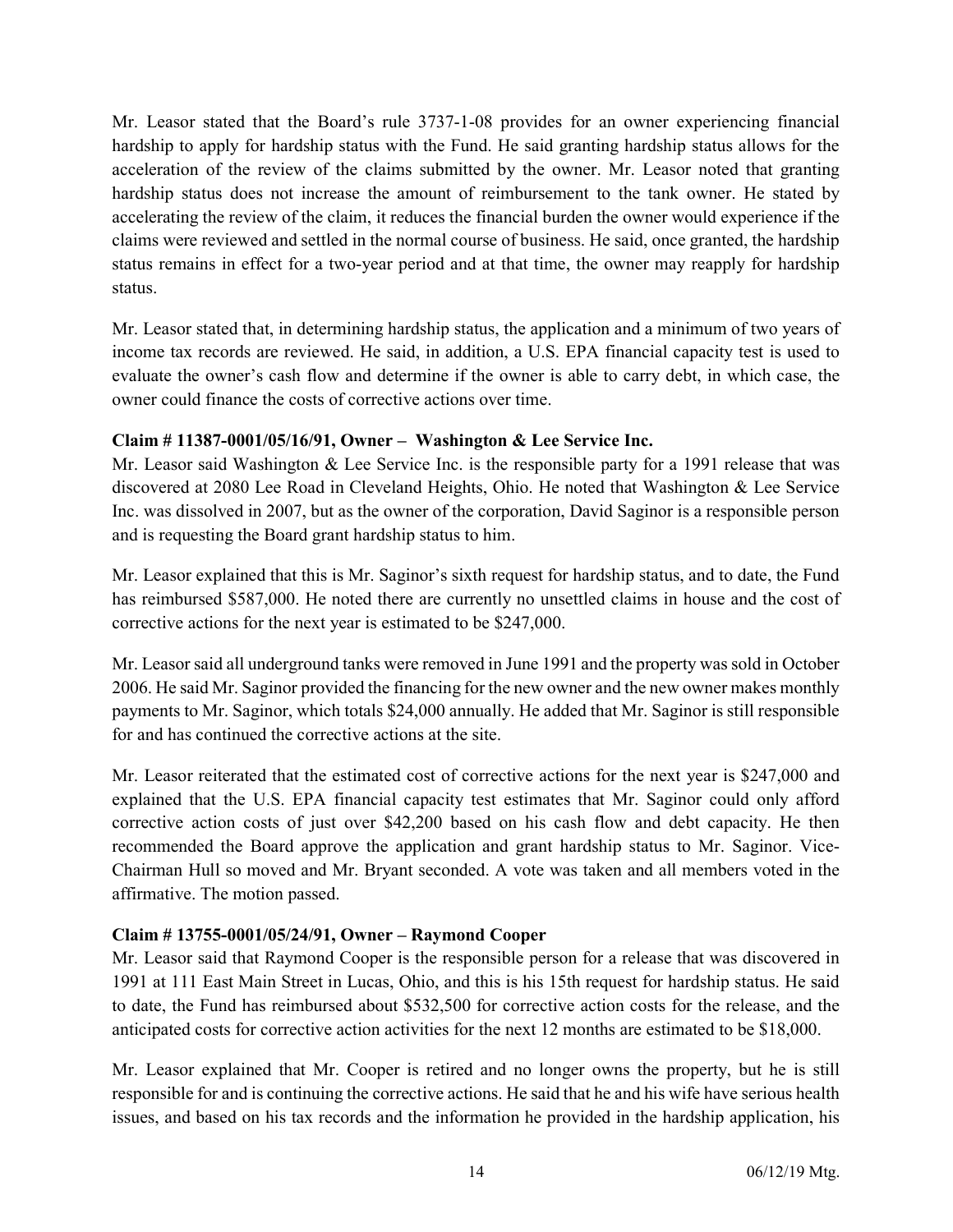Mr. Leasor stated that the Board's rule 3737-1-08 provides for an owner experiencing financial hardship to apply for hardship status with the Fund. He said granting hardship status allows for the acceleration of the review of the claims submitted by the owner. Mr. Leasor noted that granting hardship status does not increase the amount of reimbursement to the tank owner. He stated by accelerating the review of the claim, it reduces the financial burden the owner would experience if the claims were reviewed and settled in the normal course of business. He said, once granted, the hardship status remains in effect for a two-year period and at that time, the owner may reapply for hardship status.

Mr. Leasor stated that, in determining hardship status, the application and a minimum of two years of income tax records are reviewed. He said, in addition, a U.S. EPA financial capacity test is used to evaluate the owner's cash flow and determine if the owner is able to carry debt, in which case, the owner could finance the costs of corrective actions over time.

**Claim # 11387-0001/05/16/91, Owner – Washington & Lee Service Inc.**

Mr. Leasor said Washington & Lee Service Inc. is the responsible party for a 1991 release that was discovered at 2080 Lee Road in Cleveland Heights, Ohio. He noted that Washington & Lee Service Inc. was dissolved in 2007, but as the owner of the corporation, David Saginor is a responsible person and is requesting the Board grant hardship status to him.

Mr. Leasor explained that this is Mr. Saginor's sixth request for hardship status, and to date, the Fund has reimbursed $587,000. He noted there are currently no unsettled claims in house and the cost of corrective actions for the next year is estimated to be $247,000.

Mr. Leasor said all underground tanks were removed in June 1991 and the property was sold in October 2006. He said Mr. Saginor provided the financing for the new owner and the new owner makes monthly payments to Mr. Saginor, which totals $24,000 annually. He added that Mr. Saginor is still responsible for and has continued the corrective actions at the site.

Mr. Leasor reiterated that the estimated cost of corrective actions for the next year is $247,000 and explained that the U.S. EPA financial capacity test estimates that Mr. Saginor could only afford corrective action costs of just over $42,200 based on his cash flow and debt capacity. He then recommended the Board approve the application and grant hardship status to Mr. Saginor. Vice-Chairman Hull so moved and Mr. Bryant seconded. A vote was taken and all members voted in the affirmative. The motion passed.

**Claim # 13755-0001/05/24/91, Owner – Raymond Cooper**

Mr. Leasor said that Raymond Cooper is the responsible person for a release that was discovered in 1991 at 111 East Main Street in Lucas, Ohio, and this is his 15th request for hardship status. He said to date, the Fund has reimbursed about $532,500 for corrective action costs for the release, and the anticipated costs for corrective action activities for the next 12 months are estimated to be $18,000.

Mr. Leasor explained that Mr. Cooper is retired and no longer owns the property, but he is still responsible for and is continuing the corrective actions. He said that he and his wife have serious health issues, and based on his tax records and the information he provided in the hardship application, his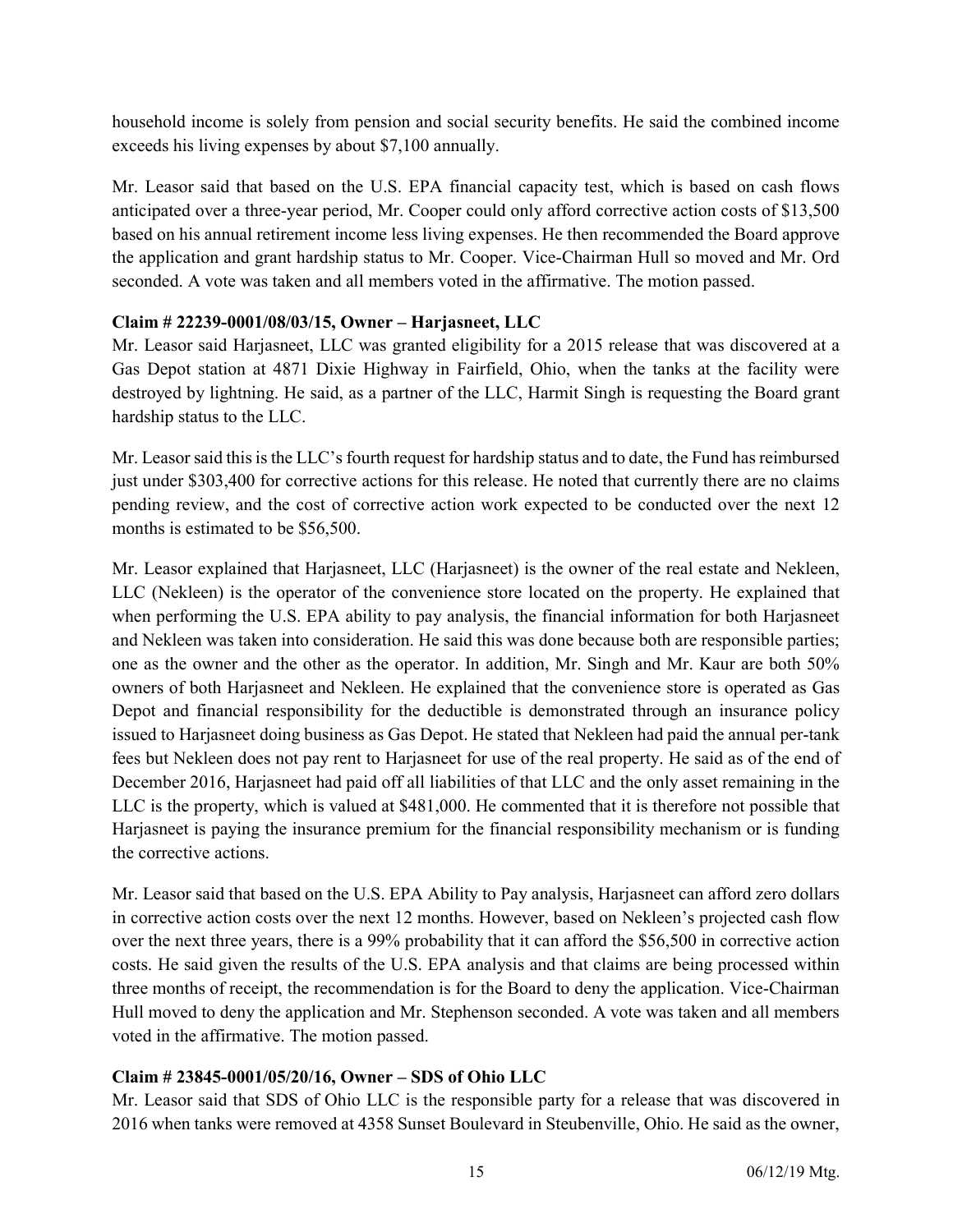household income is solely from pension and social security benefits. He said the combined income exceeds his living expenses by about $7,100 annually.

Mr. Leasor said that based on the U.S. EPA financial capacity test, which is based on cash flows anticipated over a three-year period, Mr. Cooper could only afford corrective action costs of $13,500 based on his annual retirement income less living expenses. He then recommended the Board approve the application and grant hardship status to Mr. Cooper. Vice-Chairman Hull so moved and Mr. Ord seconded. A vote was taken and all members voted in the affirmative. The motion passed.

**Claim # 22239-0001/08/03/15, Owner – Harjasneet, LLC**

Mr. Leasor said Harjasneet, LLC was granted eligibility for a 2015 release that was discovered at a Gas Depot station at 4871 Dixie Highway in Fairfield, Ohio, when the tanks at the facility were destroyed by lightning. He said, as a partner of the LLC, Harmit Singh is requesting the Board grant hardship status to the LLC.

Mr. Leasor said this is the LLC's fourth request for hardship status and to date, the Fund has reimbursed just under $303,400 for corrective actions for this release. He noted that currently there are no claims pending review, and the cost of corrective action work expected to be conducted over the next 12 months is estimated to be $56,500.

Mr. Leasor explained that Harjasneet, LLC (Harjasneet) is the owner of the real estate and Nekleen, LLC (Nekleen) is the operator of the convenience store located on the property. He explained that when performing the U.S. EPA ability to pay analysis, the financial information for both Harjasneet and Nekleen was taken into consideration. He said this was done because both are responsible parties; one as the owner and the other as the operator. In addition, Mr. Singh and Mr. Kaur are both 50% owners of both Harjasneet and Nekleen. He explained that the convenience store is operated as Gas Depot and financial responsibility for the deductible is demonstrated through an insurance policy issued to Harjasneet doing business as Gas Depot. He stated that Nekleen had paid the annual per-tank fees but Nekleen does not pay rent to Harjasneet for use of the real property. He said as of the end of December 2016, Harjasneet had paid off all liabilities of that LLC and the only asset remaining in the LLC is the property, which is valued at $481,000. He commented that it is therefore not possible that Harjasneet is paying the insurance premium for the financial responsibility mechanism or is funding the corrective actions.

Mr. Leasor said that based on the U.S. EPA Ability to Pay analysis, Harjasneet can afford zero dollars in corrective action costs over the next 12 months. However, based on Nekleen's projected cash flow over the next three years, there is a 99% probability that it can afford the $56,500 in corrective action costs. He said given the results of the U.S. EPA analysis and that claims are being processed within three months of receipt, the recommendation is for the Board to deny the application. Vice-Chairman Hull moved to deny the application and Mr. Stephenson seconded. A vote was taken and all members voted in the affirmative. The motion passed.

**Claim # 23845-0001/05/20/16, Owner – SDS of Ohio LLC**

Mr. Leasor said that SDS of Ohio LLC is the responsible party for a release that was discovered in 2016 when tanks were removed at 4358 Sunset Boulevard in Steubenville, Ohio. He said as the owner,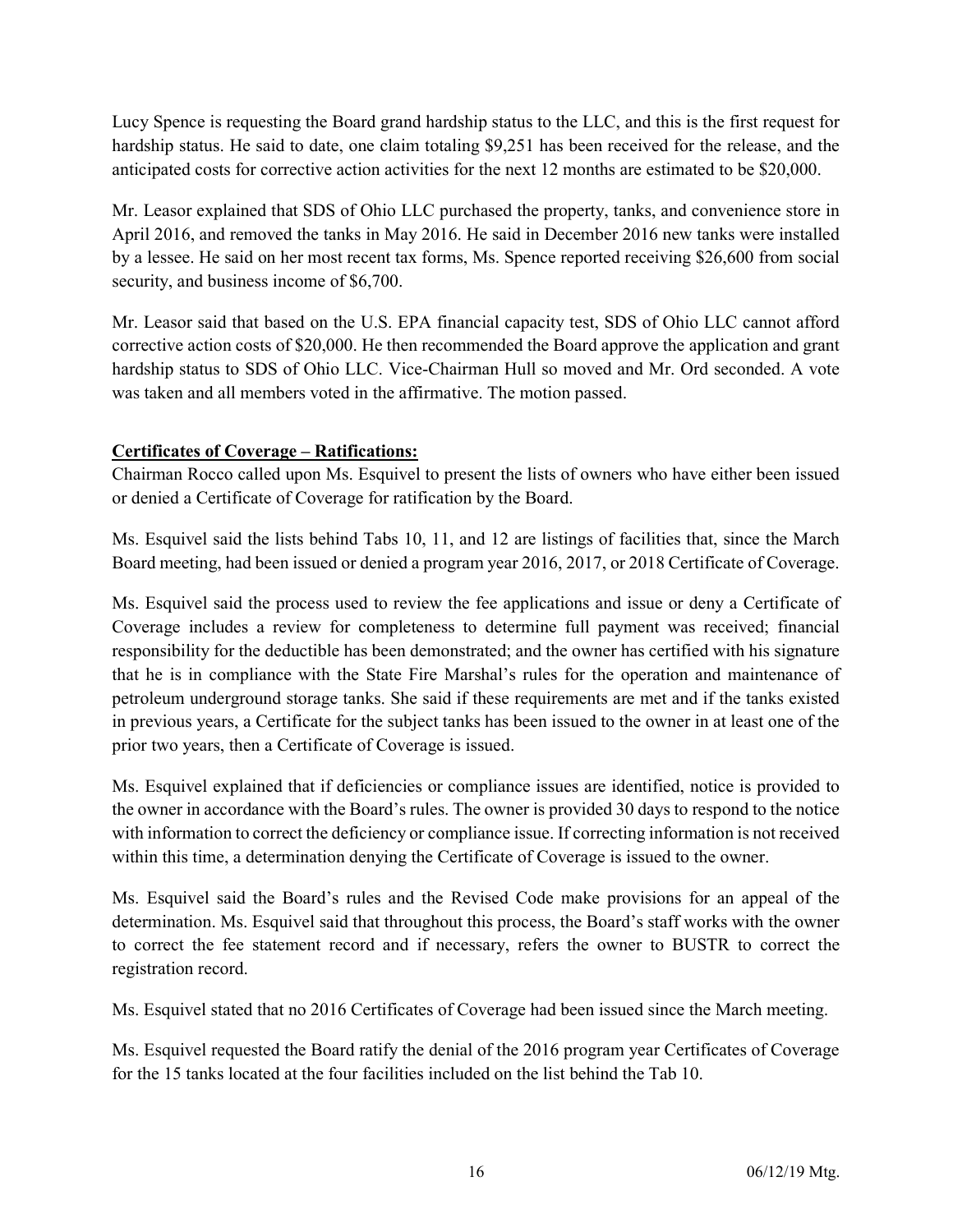Lucy Spence is requesting the Board grand hardship status to the LLC, and this is the first request for hardship status. He said to date, one claim totaling $9,251 has been received for the release, and the anticipated costs for corrective action activities for the next 12 months are estimated to be $20,000.

Mr. Leasor explained that SDS of Ohio LLC purchased the property, tanks, and convenience store in April 2016, and removed the tanks in May 2016. He said in December 2016 new tanks were installed by a lessee. He said on her most recent tax forms, Ms. Spence reported receiving $26,600 from social security, and business income of $6,700.

Mr. Leasor said that based on the U.S. EPA financial capacity test, SDS of Ohio LLC cannot afford corrective action costs of $20,000. He then recommended the Board approve the application and grant hardship status to SDS of Ohio LLC. Vice-Chairman Hull so moved and Mr. Ord seconded. A vote was taken and all members voted in the affirmative. The motion passed.

**Certificates of Coverage – Ratifications:**

Chairman Rocco called upon Ms. Esquivel to present the lists of owners who have either been issued or denied a Certificate of Coverage for ratification by the Board.

Ms. Esquivel said the lists behind Tabs 10, 11, and 12 are listings of facilities that, since the March Board meeting, had been issued or denied a program year 2016, 2017, or 2018 Certificate of Coverage.

Ms. Esquivel said the process used to review the fee applications and issue or deny a Certificate of Coverage includes a review for completeness to determine full payment was received; financial responsibility for the deductible has been demonstrated; and the owner has certified with his signature that he is in compliance with the State Fire Marshal's rules for the operation and maintenance of petroleum underground storage tanks. She said if these requirements are met and if the tanks existed in previous years, a Certificate for the subject tanks has been issued to the owner in at least one of the prior two years, then a Certificate of Coverage is issued.

Ms. Esquivel explained that if deficiencies or compliance issues are identified, notice is provided to the owner in accordance with the Board's rules. The owner is provided 30 days to respond to the notice with information to correct the deficiency or compliance issue. If correcting information is not received within this time, a determination denying the Certificate of Coverage is issued to the owner.

Ms. Esquivel said the Board's rules and the Revised Code make provisions for an appeal of the determination. Ms. Esquivel said that throughout this process, the Board's staff works with the owner to correct the fee statement record and if necessary, refers the owner to BUSTR to correct the registration record.

Ms. Esquivel stated that no 2016 Certificates of Coverage had been issued since the March meeting.

Ms. Esquivel requested the Board ratify the denial of the 2016 program year Certificates of Coverage for the 15 tanks located at the four facilities included on the list behind the Tab 10.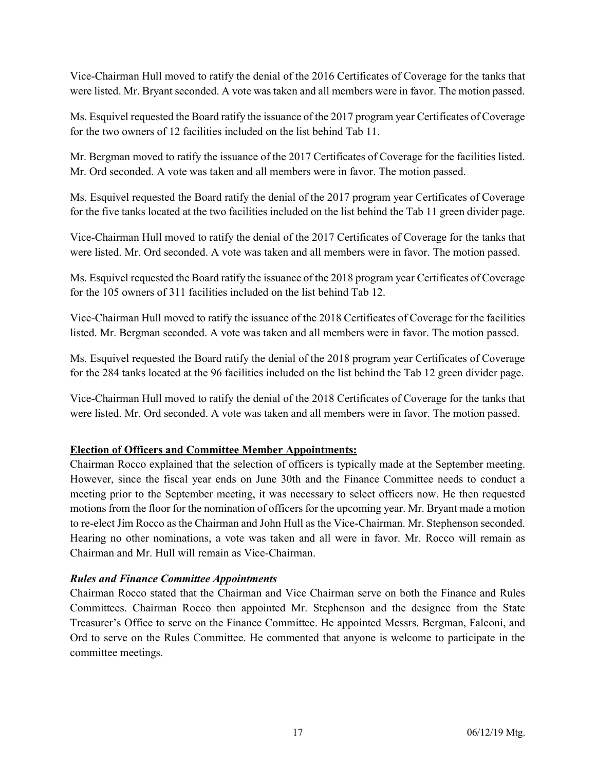Vice-Chairman Hull moved to ratify the denial of the 2016 Certificates of Coverage for the tanks that were listed. Mr. Bryant seconded. A vote was taken and all members were in favor. The motion passed.

Ms. Esquivel requested the Board ratify the issuance of the 2017 program year Certificates of Coverage for the two owners of 12 facilities included on the list behind Tab 11.

Mr. Bergman moved to ratify the issuance of the 2017 Certificates of Coverage for the facilities listed. Mr. Ord seconded. A vote was taken and all members were in favor. The motion passed.

Ms. Esquivel requested the Board ratify the denial of the 2017 program year Certificates of Coverage for the five tanks located at the two facilities included on the list behind the Tab 11 green divider page.

Vice-Chairman Hull moved to ratify the denial of the 2017 Certificates of Coverage for the tanks that were listed. Mr. Ord seconded. A vote was taken and all members were in favor. The motion passed.

Ms. Esquivel requested the Board ratify the issuance of the 2018 program year Certificates of Coverage for the 105 owners of 311 facilities included on the list behind Tab 12.

Vice-Chairman Hull moved to ratify the issuance of the 2018 Certificates of Coverage for the facilities listed. Mr. Bergman seconded. A vote was taken and all members were in favor. The motion passed.

Ms. Esquivel requested the Board ratify the denial of the 2018 program year Certificates of Coverage for the 284 tanks located at the 96 facilities included on the list behind the Tab 12 green divider page.

Vice-Chairman Hull moved to ratify the denial of the 2018 Certificates of Coverage for the tanks that were listed. Mr. Ord seconded. A vote was taken and all members were in favor. The motion passed.

**Election of Officers and Committee Member Appointments:**

Chairman Rocco explained that the selection of officers is typically made at the September meeting. However, since the fiscal year ends on June 30th and the Finance Committee needs to conduct a meeting prior to the September meeting, it was necessary to select officers now. He then requested motions from the floor for the nomination of officers for the upcoming year. Mr. Bryant made a motion to re-elect Jim Rocco as the Chairman and John Hull as the Vice-Chairman. Mr. Stephenson seconded. Hearing no other nominations, a vote was taken and all were in favor. Mr. Rocco will remain as Chairman and Mr. Hull will remain as Vice-Chairman.

***Rules and Finance Committee Appointments***

Chairman Rocco stated that the Chairman and Vice Chairman serve on both the Finance and Rules Committees. Chairman Rocco then appointed Mr. Stephenson and the designee from the State Treasurer's Office to serve on the Finance Committee. He appointed Messrs. Bergman, Falconi, and Ord to serve on the Rules Committee. He commented that anyone is welcome to participate in the committee meetings.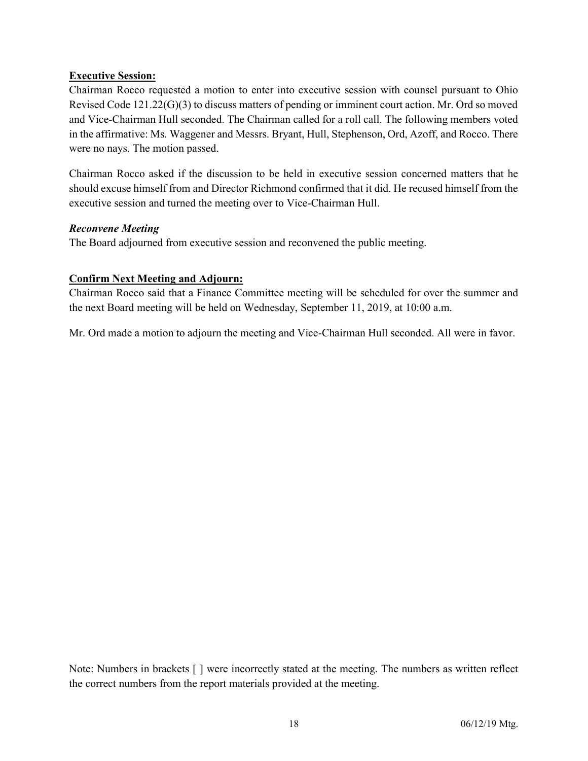**Executive Session:**

Chairman Rocco requested a motion to enter into executive session with counsel pursuant to Ohio Revised Code 121.22(G)(3) to discuss matters of pending or imminent court action. Mr. Ord so moved and Vice-Chairman Hull seconded. The Chairman called for a roll call. The following members voted in the affirmative: Ms. Waggener and Messrs. Bryant, Hull, Stephenson, Ord, Azoff, and Rocco. There were no nays. The motion passed.

Chairman Rocco asked if the discussion to be held in executive session concerned matters that he should excuse himself from and Director Richmond confirmed that it did. He recused himself from the executive session and turned the meeting over to Vice-Chairman Hull.

***Reconvene Meeting***

The Board adjourned from executive session and reconvened the public meeting.

**Confirm Next Meeting and Adjourn:**

Chairman Rocco said that a Finance Committee meeting will be scheduled for over the summer and the next Board meeting will be held on Wednesday, September 11, 2019, at 10:00 a.m.

Mr. Ord made a motion to adjourn the meeting and Vice-Chairman Hull seconded. All were in favor.

Note: Numbers in brackets [ ] were incorrectly stated at the meeting. The numbers as written reflect the correct numbers from the report materials provided at the meeting.